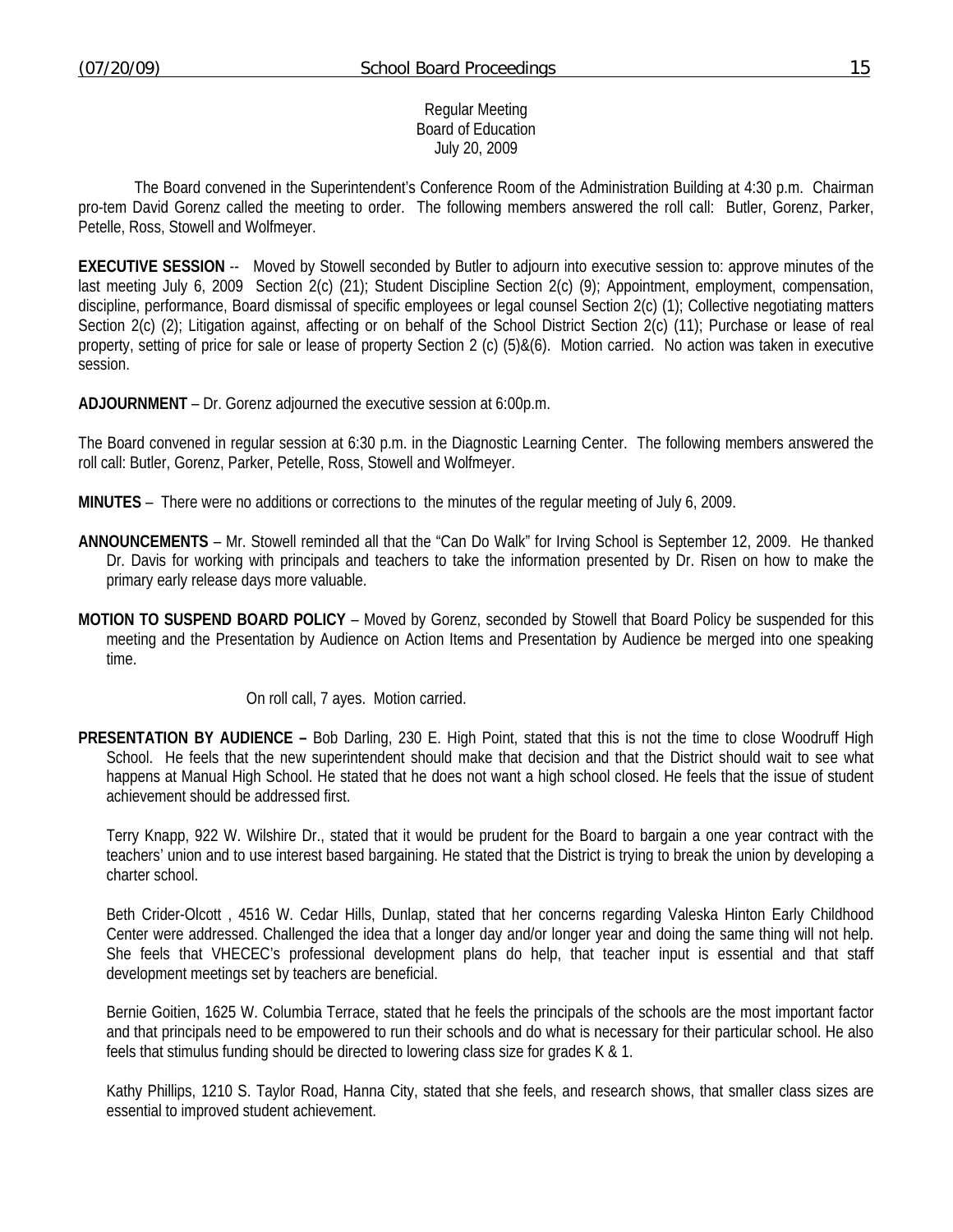Regular Meeting
Board of Education
July 20, 2009

The Board convened in the Superintendent's Conference Room of the Administration Building at 4:30 p.m. Chairman pro-tem David Gorenz called the meeting to order. The following members answered the roll call: Butler, Gorenz, Parker, Petelle, Ross, Stowell and Wolfmeyer.

**EXECUTIVE SESSION** -- Moved by Stowell seconded by Butler to adjourn into executive session to: approve minutes of the last meeting July 6, 2009 Section 2(c) (21); Student Discipline Section 2(c) (9); Appointment, employment, compensation, discipline, performance, Board dismissal of specific employees or legal counsel Section 2(c) (1); Collective negotiating matters Section 2(c) (2); Litigation against, affecting or on behalf of the School District Section 2(c) (11); Purchase or lease of real property, setting of price for sale or lease of property Section 2 (c) (5)&(6). Motion carried. No action was taken in executive session.

**ADJOURNMENT** – Dr. Gorenz adjourned the executive session at 6:00p.m.

The Board convened in regular session at 6:30 p.m. in the Diagnostic Learning Center. The following members answered the roll call: Butler, Gorenz, Parker, Petelle, Ross, Stowell and Wolfmeyer.

**MINUTES** – There were no additions or corrections to the minutes of the regular meeting of July 6, 2009.

**ANNOUNCEMENTS** – Mr. Stowell reminded all that the "Can Do Walk" for Irving School is September 12, 2009. He thanked Dr. Davis for working with principals and teachers to take the information presented by Dr. Risen on how to make the primary early release days more valuable.

**MOTION TO SUSPEND BOARD POLICY** – Moved by Gorenz, seconded by Stowell that Board Policy be suspended for this meeting and the Presentation by Audience on Action Items and Presentation by Audience be merged into one speaking time.

On roll call, 7 ayes. Motion carried.

**PRESENTATION BY AUDIENCE –** Bob Darling, 230 E. High Point, stated that this is not the time to close Woodruff High School. He feels that the new superintendent should make that decision and that the District should wait to see what happens at Manual High School. He stated that he does not want a high school closed. He feels that the issue of student achievement should be addressed first.

Terry Knapp, 922 W. Wilshire Dr., stated that it would be prudent for the Board to bargain a one year contract with the teachers' union and to use interest based bargaining. He stated that the District is trying to break the union by developing a charter school.

Beth Crider-Olcott , 4516 W. Cedar Hills, Dunlap, stated that her concerns regarding Valeska Hinton Early Childhood Center were addressed. Challenged the idea that a longer day and/or longer year and doing the same thing will not help. She feels that VHECEC's professional development plans do help, that teacher input is essential and that staff development meetings set by teachers are beneficial.

Bernie Goitien, 1625 W. Columbia Terrace, stated that he feels the principals of the schools are the most important factor and that principals need to be empowered to run their schools and do what is necessary for their particular school. He also feels that stimulus funding should be directed to lowering class size for grades K & 1.

Kathy Phillips, 1210 S. Taylor Road, Hanna City, stated that she feels, and research shows, that smaller class sizes are essential to improved student achievement.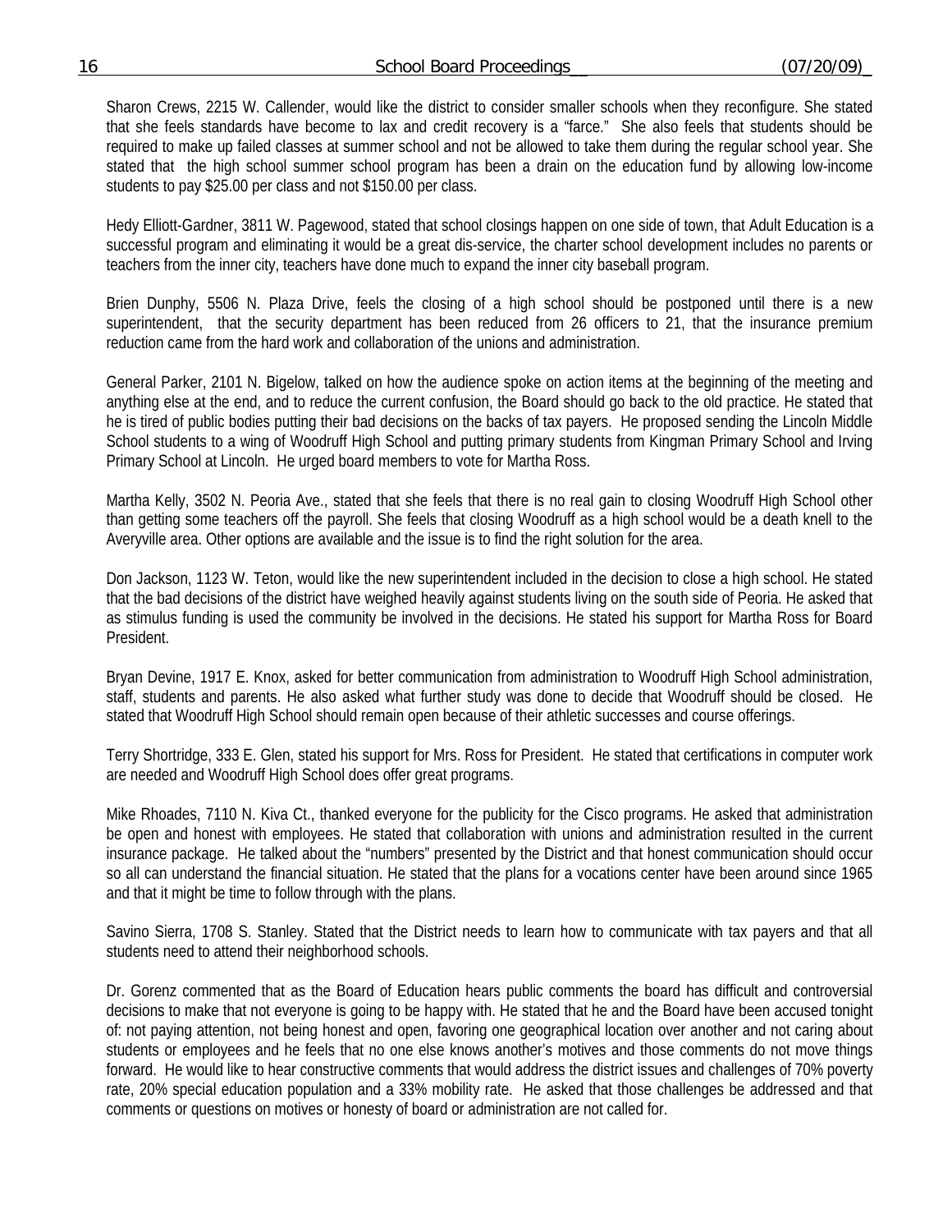Sharon Crews, 2215 W. Callender, would like the district to consider smaller schools when they reconfigure. She stated that she feels standards have become to lax and credit recovery is a "farce." She also feels that students should be required to make up failed classes at summer school and not be allowed to take them during the regular school year. She stated that the high school summer school program has been a drain on the education fund by allowing low-income students to pay $25.00 per class and not $150.00 per class.

Hedy Elliott-Gardner, 3811 W. Pagewood, stated that school closings happen on one side of town, that Adult Education is a successful program and eliminating it would be a great dis-service, the charter school development includes no parents or teachers from the inner city, teachers have done much to expand the inner city baseball program.

Brien Dunphy, 5506 N. Plaza Drive, feels the closing of a high school should be postponed until there is a new superintendent, that the security department has been reduced from 26 officers to 21, that the insurance premium reduction came from the hard work and collaboration of the unions and administration.

General Parker, 2101 N. Bigelow, talked on how the audience spoke on action items at the beginning of the meeting and anything else at the end, and to reduce the current confusion, the Board should go back to the old practice. He stated that he is tired of public bodies putting their bad decisions on the backs of tax payers. He proposed sending the Lincoln Middle School students to a wing of Woodruff High School and putting primary students from Kingman Primary School and Irving Primary School at Lincoln. He urged board members to vote for Martha Ross.

Martha Kelly, 3502 N. Peoria Ave., stated that she feels that there is no real gain to closing Woodruff High School other than getting some teachers off the payroll. She feels that closing Woodruff as a high school would be a death knell to the Averyville area. Other options are available and the issue is to find the right solution for the area.

Don Jackson, 1123 W. Teton, would like the new superintendent included in the decision to close a high school. He stated that the bad decisions of the district have weighed heavily against students living on the south side of Peoria. He asked that as stimulus funding is used the community be involved in the decisions. He stated his support for Martha Ross for Board President.

Bryan Devine, 1917 E. Knox, asked for better communication from administration to Woodruff High School administration, staff, students and parents. He also asked what further study was done to decide that Woodruff should be closed. He stated that Woodruff High School should remain open because of their athletic successes and course offerings.

Terry Shortridge, 333 E. Glen, stated his support for Mrs. Ross for President. He stated that certifications in computer work are needed and Woodruff High School does offer great programs.

Mike Rhoades, 7110 N. Kiva Ct., thanked everyone for the publicity for the Cisco programs. He asked that administration be open and honest with employees. He stated that collaboration with unions and administration resulted in the current insurance package. He talked about the "numbers" presented by the District and that honest communication should occur so all can understand the financial situation. He stated that the plans for a vocations center have been around since 1965 and that it might be time to follow through with the plans.

Savino Sierra, 1708 S. Stanley. Stated that the District needs to learn how to communicate with tax payers and that all students need to attend their neighborhood schools.

Dr. Gorenz commented that as the Board of Education hears public comments the board has difficult and controversial decisions to make that not everyone is going to be happy with. He stated that he and the Board have been accused tonight of: not paying attention, not being honest and open, favoring one geographical location over another and not caring about students or employees and he feels that no one else knows another's motives and those comments do not move things forward. He would like to hear constructive comments that would address the district issues and challenges of 70% poverty rate, 20% special education population and a 33% mobility rate. He asked that those challenges be addressed and that comments or questions on motives or honesty of board or administration are not called for.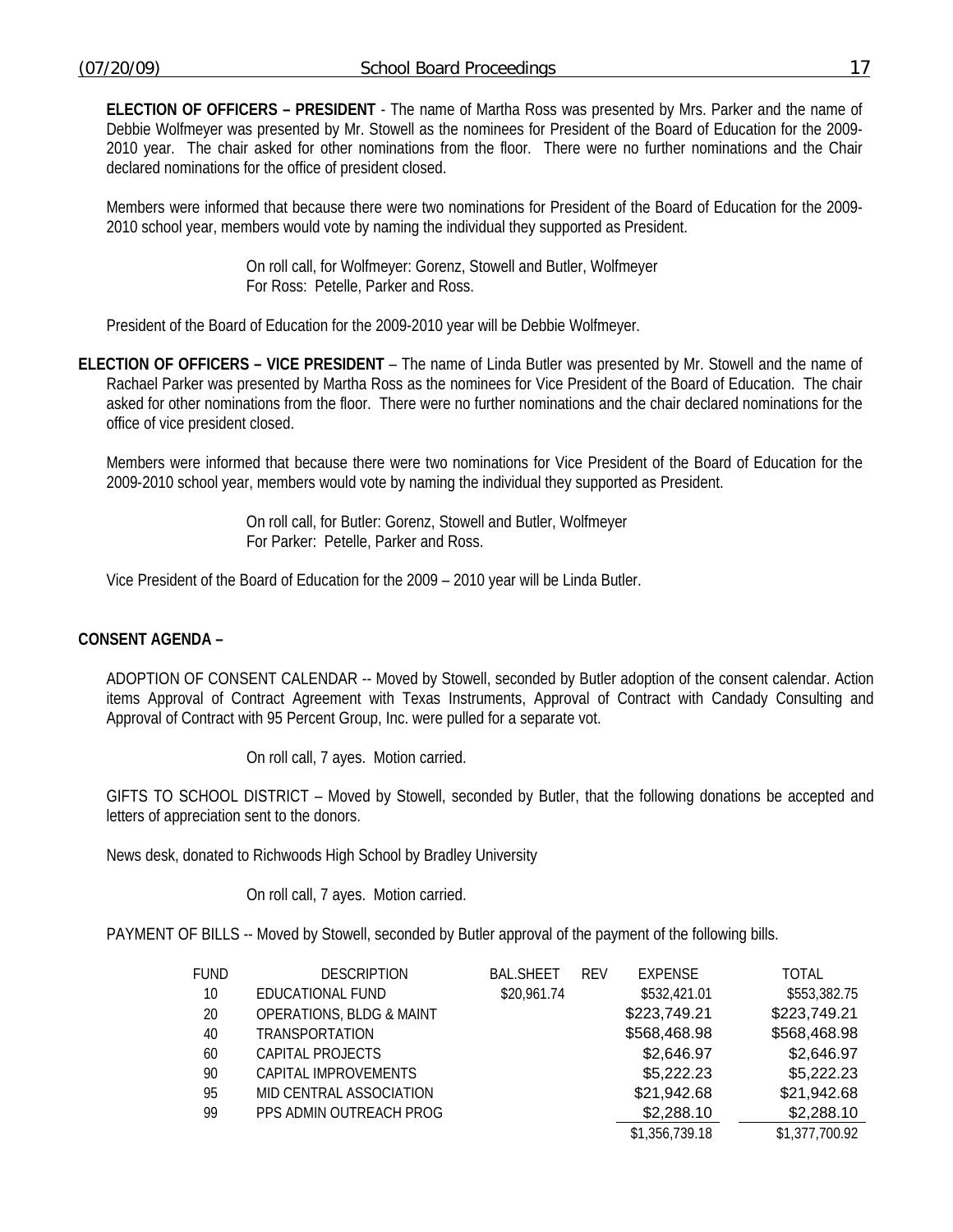**ELECTION OF OFFICERS – PRESIDENT** - The name of Martha Ross was presented by Mrs. Parker and the name of Debbie Wolfmeyer was presented by Mr. Stowell as the nominees for President of the Board of Education for the 2009-2010 year. The chair asked for other nominations from the floor. There were no further nominations and the Chair declared nominations for the office of president closed.

Members were informed that because there were two nominations for President of the Board of Education for the 2009-2010 school year, members would vote by naming the individual they supported as President.

On roll call, for Wolfmeyer: Gorenz, Stowell and Butler, Wolfmeyer
For Ross: Petelle, Parker and Ross.

President of the Board of Education for the 2009-2010 year will be Debbie Wolfmeyer.

**ELECTION OF OFFICERS – VICE PRESIDENT** – The name of Linda Butler was presented by Mr. Stowell and the name of Rachael Parker was presented by Martha Ross as the nominees for Vice President of the Board of Education. The chair asked for other nominations from the floor. There were no further nominations and the chair declared nominations for the office of vice president closed.

Members were informed that because there were two nominations for Vice President of the Board of Education for the 2009-2010 school year, members would vote by naming the individual they supported as President.

On roll call, for Butler: Gorenz, Stowell and Butler, Wolfmeyer
For Parker: Petelle, Parker and Ross.

Vice President of the Board of Education for the 2009 – 2010 year will be Linda Butler.

**CONSENT AGENDA –**

ADOPTION OF CONSENT CALENDAR -- Moved by Stowell, seconded by Butler adoption of the consent calendar. Action items Approval of Contract Agreement with Texas Instruments, Approval of Contract with Candady Consulting and Approval of Contract with 95 Percent Group, Inc. were pulled for a separate vot.

On roll call, 7 ayes. Motion carried.

GIFTS TO SCHOOL DISTRICT – Moved by Stowell, seconded by Butler, that the following donations be accepted and letters of appreciation sent to the donors.

News desk, donated to Richwoods High School by Bradley University

On roll call, 7 ayes. Motion carried.

PAYMENT OF BILLS -- Moved by Stowell, seconded by Butler approval of the payment of the following bills.

| FUND | DESCRIPTION | BAL.SHEET | REV | EXPENSE | TOTAL |
|---|---|---|---|---|---|
| 10 | EDUCATIONAL FUND | $20,961.74 | | $532,421.01 | $553,382.75 |
| 20 | OPERATIONS, BLDG & MAINT | | | $223,749.21 | $223,749.21 |
| 40 | TRANSPORTATION | | | $568,468.98 | $568,468.98 |
| 60 | CAPITAL PROJECTS | | | $2,646.97 | $2,646.97 |
| 90 | CAPITAL IMPROVEMENTS | | | $5,222.23 | $5,222.23 |
| 95 | MID CENTRAL ASSOCIATION | | | $21,942.68 | $21,942.68 |
| 99 | PPS ADMIN OUTREACH PROG | | | $2,288.10 | $2,288.10 |
| | | | | $1,356,739.18 | $1,377,700.92 |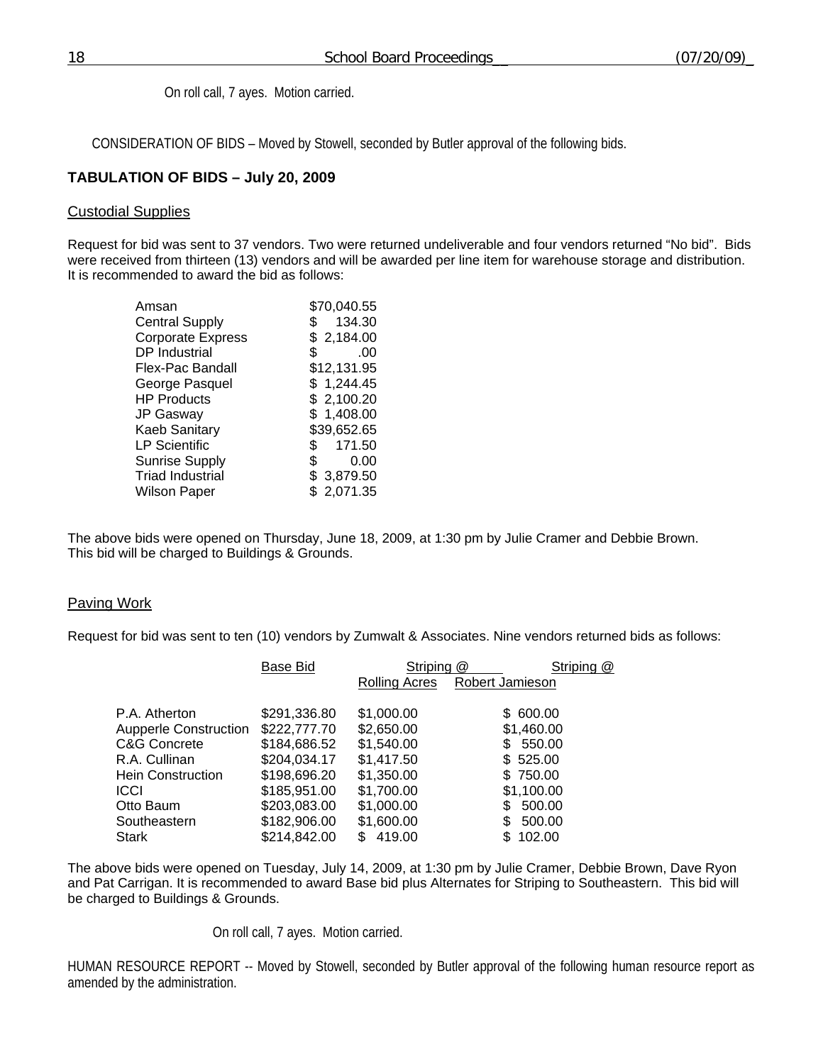On roll call, 7 ayes. Motion carried.

CONSIDERATION OF BIDS – Moved by Stowell, seconded by Butler approval of the following bids.

**TABULATION OF BIDS – July 20, 2009**

Custodial Supplies

Request for bid was sent to 37 vendors. Two were returned undeliverable and four vendors returned "No bid". Bids were received from thirteen (13) vendors and will be awarded per line item for warehouse storage and distribution. It is recommended to award the bid as follows:

| | |
|---|---|
| Amsan | $70,040.55 |
| Central Supply | $ 134.30 |
| Corporate Express | $ 2,184.00 |
| DP Industrial | $ .00 |
| Flex-Pac Bandall | $12,131.95 |
| George Pasquel | $ 1,244.45 |
| HP Products | $ 2,100.20 |
| JP Gasway | $ 1,408.00 |
| Kaeb Sanitary | $39,652.65 |
| LP Scientific | $ 171.50 |
| Sunrise Supply | $ 0.00 |
| Triad Industrial | $ 3,879.50 |
| Wilson Paper | $ 2,071.35 |

The above bids were opened on Thursday, June 18, 2009, at 1:30 pm by Julie Cramer and Debbie Brown. This bid will be charged to Buildings & Grounds.

Paving Work

Request for bid was sent to ten (10) vendors by Zumwalt & Associates. Nine vendors returned bids as follows:

| | Base Bid | Striping @ Rolling Acres | Striping @ Robert Jamieson |
|---|---|---|---|
| P.A. Atherton | $291,336.80 | $1,000.00 | $ 600.00 |
| Aupperle Construction | $222,777.70 | $2,650.00 | $1,460.00 |
| C&G Concrete | $184,686.52 | $1,540.00 | $ 550.00 |
| R.A. Cullinan | $204,034.17 | $1,417.50 | $ 525.00 |
| Hein Construction | $198,696.20 | $1,350.00 | $ 750.00 |
| ICCI | $185,951.00 | $1,700.00 | $1,100.00 |
| Otto Baum | $203,083.00 | $1,000.00 | $ 500.00 |
| Southeastern | $182,906.00 | $1,600.00 | $ 500.00 |
| Stark | $214,842.00 | $ 419.00 | $ 102.00 |

The above bids were opened on Tuesday, July 14, 2009, at 1:30 pm by Julie Cramer, Debbie Brown, Dave Ryon and Pat Carrigan. It is recommended to award Base bid plus Alternates for Striping to Southeastern. This bid will be charged to Buildings & Grounds.

On roll call, 7 ayes. Motion carried.

HUMAN RESOURCE REPORT -- Moved by Stowell, seconded by Butler approval of the following human resource report as amended by the administration.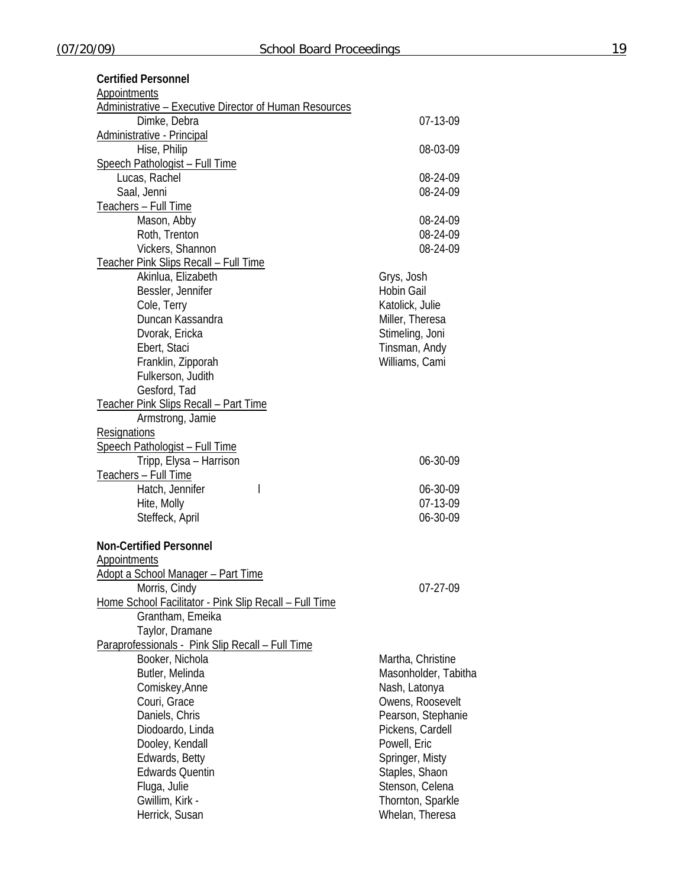**Certified Personnel**

Appointments

Administrative – Executive Director of Human Resources

| | |
|---|---|
| Dimke, Debra | 07-13-09 |

Administrative - Principal

| | |
|---|---|
| Hise, Philip | 08-03-09 |

Speech Pathologist – Full Time

| | |
|---|---|
| Lucas, Rachel | 08-24-09 |
| Saal, Jenni | 08-24-09 |

Teachers – Full Time

| | |
|---|---|
| Mason, Abby | 08-24-09 |
| Roth, Trenton | 08-24-09 |
| Vickers, Shannon | 08-24-09 |

Teacher Pink Slips Recall – Full Time

| | |
|---|---|
| Akinlua, Elizabeth | Grys, Josh |
| Bessler, Jennifer | Hobin Gail |
| Cole, Terry | Katolick, Julie |
| Duncan Kassandra | Miller, Theresa |
| Dvorak, Ericka | Stimeling, Joni |
| Ebert, Staci | Tinsman, Andy |
| Franklin, Zipporah | Williams, Cami |
| Fulkerson, Judith | |
| Gesford, Tad | |

Teacher Pink Slips Recall – Part Time

Armstrong, Jamie

Resignations

Speech Pathologist – Full Time

| | |
|---|---|
| Tripp, Elysa – Harrison | 06-30-09 |

Teachers – Full Time

| | |
|---|---|
| Hatch, Jennifer l | 06-30-09 |
| Hite, Molly | 07-13-09 |
| Steffeck, April | 06-30-09 |

**Non-Certified Personnel**

Appointments

Adopt a School Manager – Part Time

| | |
|---|---|
| Morris, Cindy | 07-27-09 |

Home School Facilitator - Pink Slip Recall – Full Time

Grantham, Emeika

Taylor, Dramane

Paraprofessionals - Pink Slip Recall – Full Time

| | |
|---|---|
| Booker, Nichola | Martha, Christine |
| Butler, Melinda | Masonholder, Tabitha |
| Comiskey,Anne | Nash, Latonya |
| Couri, Grace | Owens, Roosevelt |
| Daniels, Chris | Pearson, Stephanie |
| Diodoardo, Linda | Pickens, Cardell |
| Dooley, Kendall | Powell, Eric |
| Edwards, Betty | Springer, Misty |
| Edwards Quentin | Staples, Shaon |
| Fluga, Julie | Stenson, Celena |
| Gwillim, Kirk - | Thornton, Sparkle |
| Herrick, Susan | Whelan, Theresa |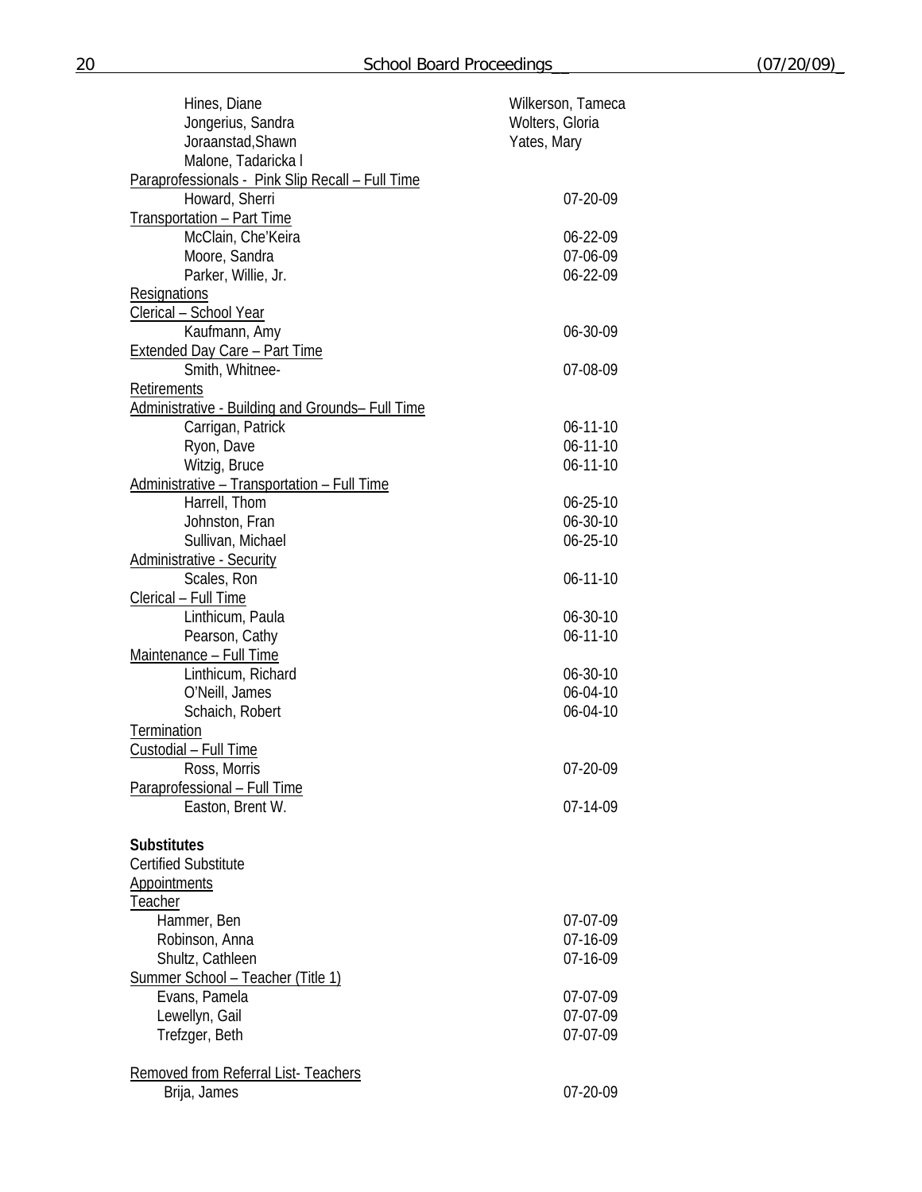Hines, Diane
Jongerius, Sandra
Joraanstad,Shawn
Malone, Tadaricka l
Wilkerson, Tameca
Wolters, Gloria
Yates, Mary

Paraprofessionals - Pink Slip Recall – Full Time

| | |
|---|---|
| Howard, Sherri | 07-20-09 |

Transportation – Part Time

| | |
|---|---|
| McClain, Che'Keira | 06-22-09 |
| Moore, Sandra | 07-06-09 |
| Parker, Willie, Jr. | 06-22-09 |

Resignations

Clerical – School Year

| | |
|---|---|
| Kaufmann, Amy | 06-30-09 |

Extended Day Care – Part Time

| | |
|---|---|
| Smith, Whitnee- | 07-08-09 |

Retirements

Administrative - Building and Grounds– Full Time

| | |
|---|---|
| Carrigan, Patrick | 06-11-10 |
| Ryon, Dave | 06-11-10 |
| Witzig, Bruce | 06-11-10 |

Administrative – Transportation – Full Time

| | |
|---|---|
| Harrell, Thom | 06-25-10 |
| Johnston, Fran | 06-30-10 |
| Sullivan, Michael | 06-25-10 |

Administrative - Security

| | |
|---|---|
| Scales, Ron | 06-11-10 |

Clerical – Full Time

| | |
|---|---|
| Linthicum, Paula | 06-30-10 |
| Pearson, Cathy | 06-11-10 |

Maintenance – Full Time

| | |
|---|---|
| Linthicum, Richard | 06-30-10 |
| O'Neill, James | 06-04-10 |
| Schaich, Robert | 06-04-10 |

Termination

Custodial – Full Time

| | |
|---|---|
| Ross, Morris | 07-20-09 |

Paraprofessional – Full Time

| | |
|---|---|
| Easton, Brent W. | 07-14-09 |

**Substitutes**

Certified Substitute

Appointments

Teacher

| | |
|---|---|
| Hammer, Ben | 07-07-09 |
| Robinson, Anna | 07-16-09 |
| Shultz, Cathleen | 07-16-09 |

Summer School – Teacher (Title 1)

| | |
|---|---|
| Evans, Pamela | 07-07-09 |
| Lewellyn, Gail | 07-07-09 |
| Trefzger, Beth | 07-07-09 |

Removed from Referral List- Teachers

| | |
|---|---|
| Brija, James | 07-20-09 |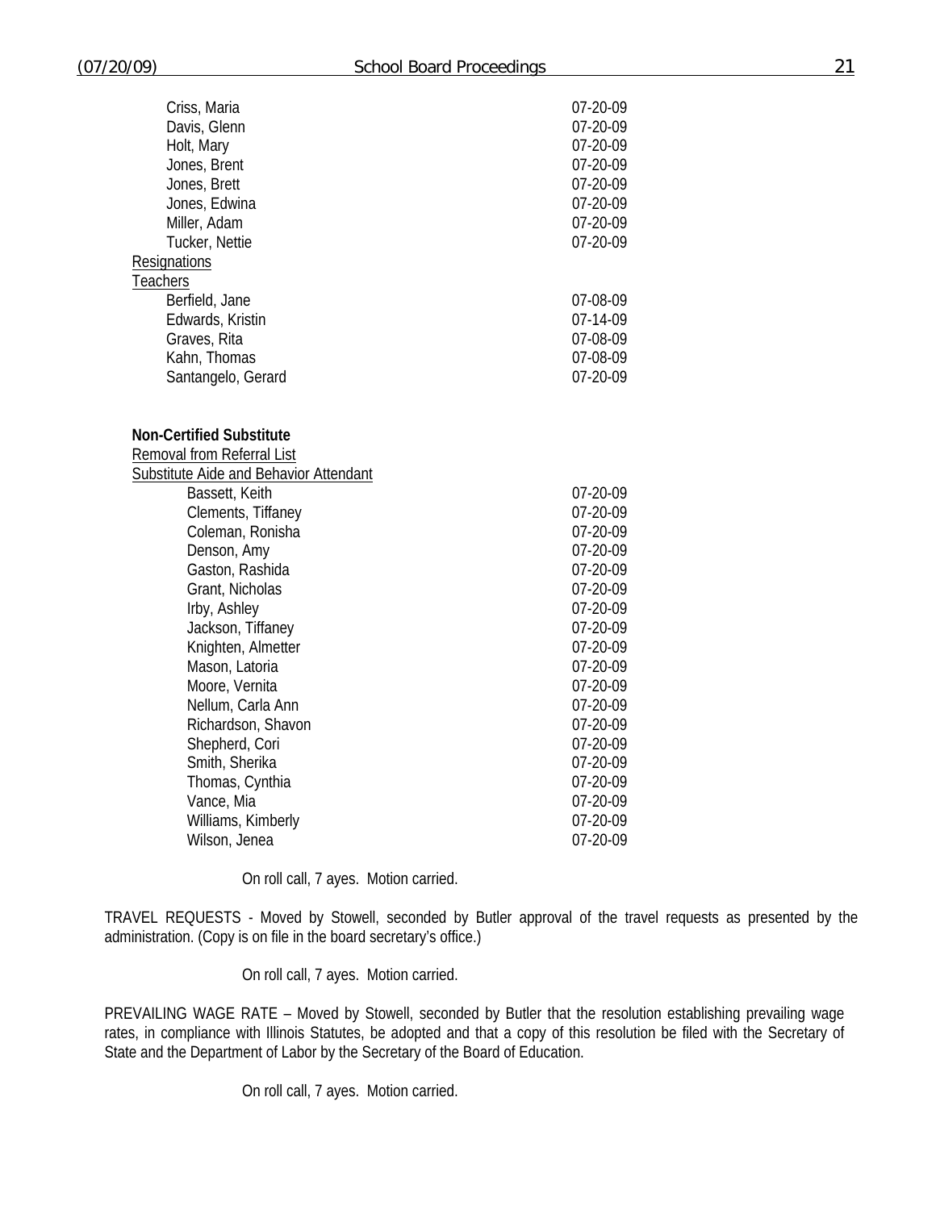| | |
|---|---|
| Criss, Maria | 07-20-09 |
| Davis, Glenn | 07-20-09 |
| Holt, Mary | 07-20-09 |
| Jones, Brent | 07-20-09 |
| Jones, Brett | 07-20-09 |
| Jones, Edwina | 07-20-09 |
| Miller, Adam | 07-20-09 |
| Tucker, Nettie | 07-20-09 |

Resignations

Teachers

| | |
|---|---|
| Berfield, Jane | 07-08-09 |
| Edwards, Kristin | 07-14-09 |
| Graves, Rita | 07-08-09 |
| Kahn, Thomas | 07-08-09 |
| Santangelo, Gerard | 07-20-09 |

**Non-Certified Substitute**

Removal from Referral List

Substitute Aide and Behavior Attendant

| | |
|---|---|
| Bassett, Keith | 07-20-09 |
| Clements, Tiffaney | 07-20-09 |
| Coleman, Ronisha | 07-20-09 |
| Denson, Amy | 07-20-09 |
| Gaston, Rashida | 07-20-09 |
| Grant, Nicholas | 07-20-09 |
| Irby, Ashley | 07-20-09 |
| Jackson, Tiffaney | 07-20-09 |
| Knighten, Almetter | 07-20-09 |
| Mason, Latoria | 07-20-09 |
| Moore, Vernita | 07-20-09 |
| Nellum, Carla Ann | 07-20-09 |
| Richardson, Shavon | 07-20-09 |
| Shepherd, Cori | 07-20-09 |
| Smith, Sherika | 07-20-09 |
| Thomas, Cynthia | 07-20-09 |
| Vance, Mia | 07-20-09 |
| Williams, Kimberly | 07-20-09 |
| Wilson, Jenea | 07-20-09 |

On roll call, 7 ayes. Motion carried.

TRAVEL REQUESTS - Moved by Stowell, seconded by Butler approval of the travel requests as presented by the administration. (Copy is on file in the board secretary's office.)

On roll call, 7 ayes. Motion carried.

PREVAILING WAGE RATE – Moved by Stowell, seconded by Butler that the resolution establishing prevailing wage rates, in compliance with Illinois Statutes, be adopted and that a copy of this resolution be filed with the Secretary of State and the Department of Labor by the Secretary of the Board of Education.

On roll call, 7 ayes. Motion carried.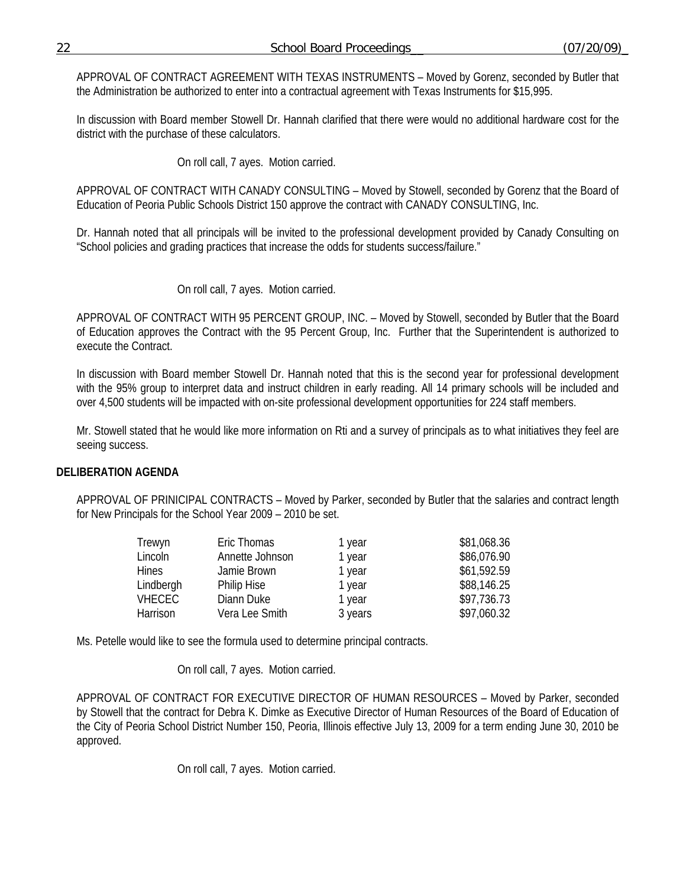APPROVAL OF CONTRACT AGREEMENT WITH TEXAS INSTRUMENTS – Moved by Gorenz, seconded by Butler that the Administration be authorized to enter into a contractual agreement with Texas Instruments for $15,995.

In discussion with Board member Stowell Dr. Hannah clarified that there were would no additional hardware cost for the district with the purchase of these calculators.

On roll call, 7 ayes. Motion carried.

APPROVAL OF CONTRACT WITH CANADY CONSULTING – Moved by Stowell, seconded by Gorenz that the Board of Education of Peoria Public Schools District 150 approve the contract with CANADY CONSULTING, Inc.

Dr. Hannah noted that all principals will be invited to the professional development provided by Canady Consulting on "School policies and grading practices that increase the odds for students success/failure."

On roll call, 7 ayes. Motion carried.

APPROVAL OF CONTRACT WITH 95 PERCENT GROUP, INC. – Moved by Stowell, seconded by Butler that the Board of Education approves the Contract with the 95 Percent Group, Inc. Further that the Superintendent is authorized to execute the Contract.

In discussion with Board member Stowell Dr. Hannah noted that this is the second year for professional development with the 95% group to interpret data and instruct children in early reading. All 14 primary schools will be included and over 4,500 students will be impacted with on-site professional development opportunities for 224 staff members.

Mr. Stowell stated that he would like more information on Rti and a survey of principals as to what initiatives they feel are seeing success.

**DELIBERATION AGENDA**

APPROVAL OF PRINICIPAL CONTRACTS – Moved by Parker, seconded by Butler that the salaries and contract length for New Principals for the School Year 2009 – 2010 be set.

| | | | |
|---|---|---|---|
| Trewyn | Eric Thomas | 1 year | $81,068.36 |
| Lincoln | Annette Johnson | 1 year | $86,076.90 |
| Hines | Jamie Brown | 1 year | $61,592.59 |
| Lindbergh | Philip Hise | 1 year | $88,146.25 |
| VHECEC | Diann Duke | 1 year | $97,736.73 |
| Harrison | Vera Lee Smith | 3 years | $97,060.32 |

Ms. Petelle would like to see the formula used to determine principal contracts.

On roll call, 7 ayes. Motion carried.

APPROVAL OF CONTRACT FOR EXECUTIVE DIRECTOR OF HUMAN RESOURCES – Moved by Parker, seconded by Stowell that the contract for Debra K. Dimke as Executive Director of Human Resources of the Board of Education of the City of Peoria School District Number 150, Peoria, Illinois effective July 13, 2009 for a term ending June 30, 2010 be approved.

On roll call, 7 ayes. Motion carried.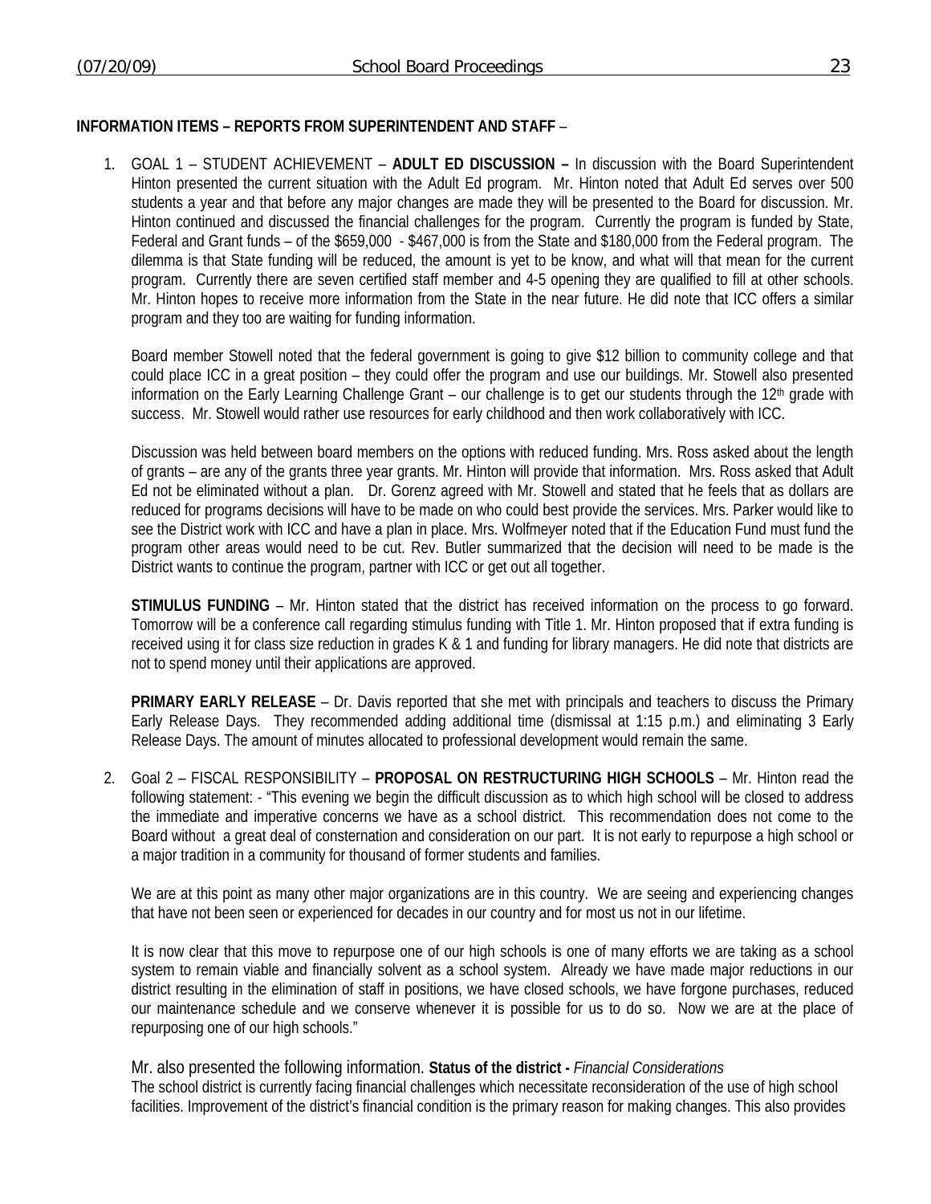**INFORMATION ITEMS – REPORTS FROM SUPERINTENDENT AND STAFF** –

1. GOAL 1 – STUDENT ACHIEVEMENT – **ADULT ED DISCUSSION –** In discussion with the Board Superintendent Hinton presented the current situation with the Adult Ed program. Mr. Hinton noted that Adult Ed serves over 500 students a year and that before any major changes are made they will be presented to the Board for discussion. Mr. Hinton continued and discussed the financial challenges for the program. Currently the program is funded by State, Federal and Grant funds – of the $659,000 - $467,000 is from the State and $180,000 from the Federal program. The dilemma is that State funding will be reduced, the amount is yet to be know, and what will that mean for the current program. Currently there are seven certified staff member and 4-5 opening they are qualified to fill at other schools. Mr. Hinton hopes to receive more information from the State in the near future. He did note that ICC offers a similar program and they too are waiting for funding information.

   Board member Stowell noted that the federal government is going to give $12 billion to community college and that could place ICC in a great position – they could offer the program and use our buildings. Mr. Stowell also presented information on the Early Learning Challenge Grant – our challenge is to get our students through the 12th grade with success. Mr. Stowell would rather use resources for early childhood and then work collaboratively with ICC.

   Discussion was held between board members on the options with reduced funding. Mrs. Ross asked about the length of grants – are any of the grants three year grants. Mr. Hinton will provide that information. Mrs. Ross asked that Adult Ed not be eliminated without a plan. Dr. Gorenz agreed with Mr. Stowell and stated that he feels that as dollars are reduced for programs decisions will have to be made on who could best provide the services. Mrs. Parker would like to see the District work with ICC and have a plan in place. Mrs. Wolfmeyer noted that if the Education Fund must fund the program other areas would need to be cut. Rev. Butler summarized that the decision will need to be made is the District wants to continue the program, partner with ICC or get out all together.

   **STIMULUS FUNDING** – Mr. Hinton stated that the district has received information on the process to go forward. Tomorrow will be a conference call regarding stimulus funding with Title 1. Mr. Hinton proposed that if extra funding is received using it for class size reduction in grades K & 1 and funding for library managers. He did note that districts are not to spend money until their applications are approved.

   **PRIMARY EARLY RELEASE** – Dr. Davis reported that she met with principals and teachers to discuss the Primary Early Release Days. They recommended adding additional time (dismissal at 1:15 p.m.) and eliminating 3 Early Release Days. The amount of minutes allocated to professional development would remain the same.

2. Goal 2 – FISCAL RESPONSIBILITY – **PROPOSAL ON RESTRUCTURING HIGH SCHOOLS** – Mr. Hinton read the following statement: - "This evening we begin the difficult discussion as to which high school will be closed to address the immediate and imperative concerns we have as a school district. This recommendation does not come to the Board without a great deal of consternation and consideration on our part. It is not early to repurpose a high school or a major tradition in a community for thousand of former students and families.

   We are at this point as many other major organizations are in this country. We are seeing and experiencing changes that have not been seen or experienced for decades in our country and for most us not in our lifetime.

   It is now clear that this move to repurpose one of our high schools is one of many efforts we are taking as a school system to remain viable and financially solvent as a school system. Already we have made major reductions in our district resulting in the elimination of staff in positions, we have closed schools, we have forgone purchases, reduced our maintenance schedule and we conserve whenever it is possible for us to do so. Now we are at the place of repurposing one of our high schools."

   Mr. also presented the following information. **Status of the district -** *Financial Considerations*
   The school district is currently facing financial challenges which necessitate reconsideration of the use of high school facilities. Improvement of the district's financial condition is the primary reason for making changes. This also provides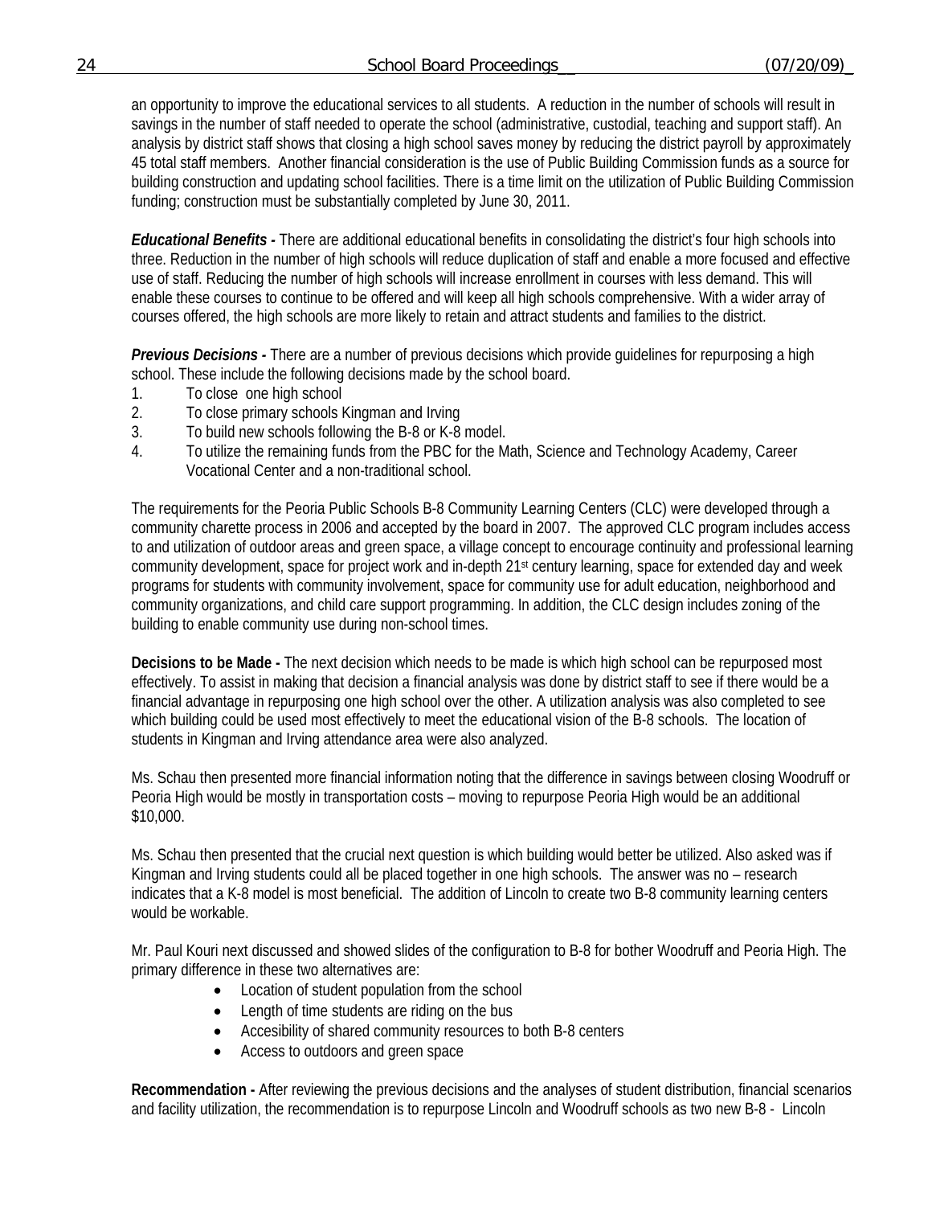an opportunity to improve the educational services to all students. A reduction in the number of schools will result in savings in the number of staff needed to operate the school (administrative, custodial, teaching and support staff). An analysis by district staff shows that closing a high school saves money by reducing the district payroll by approximately 45 total staff members. Another financial consideration is the use of Public Building Commission funds as a source for building construction and updating school facilities. There is a time limit on the utilization of Public Building Commission funding; construction must be substantially completed by June 30, 2011.

***Educational Benefits -*** There are additional educational benefits in consolidating the district's four high schools into three. Reduction in the number of high schools will reduce duplication of staff and enable a more focused and effective use of staff. Reducing the number of high schools will increase enrollment in courses with less demand. This will enable these courses to continue to be offered and will keep all high schools comprehensive. With a wider array of courses offered, the high schools are more likely to retain and attract students and families to the district.

***Previous Decisions -*** There are a number of previous decisions which provide guidelines for repurposing a high school. These include the following decisions made by the school board.

1. To close one high school
2. To close primary schools Kingman and Irving
3. To build new schools following the B-8 or K-8 model.
4. To utilize the remaining funds from the PBC for the Math, Science and Technology Academy, Career Vocational Center and a non-traditional school.

The requirements for the Peoria Public Schools B-8 Community Learning Centers (CLC) were developed through a community charette process in 2006 and accepted by the board in 2007. The approved CLC program includes access to and utilization of outdoor areas and green space, a village concept to encourage continuity and professional learning community development, space for project work and in-depth 21st century learning, space for extended day and week programs for students with community involvement, space for community use for adult education, neighborhood and community organizations, and child care support programming. In addition, the CLC design includes zoning of the building to enable community use during non-school times.

**Decisions to be Made -** The next decision which needs to be made is which high school can be repurposed most effectively. To assist in making that decision a financial analysis was done by district staff to see if there would be a financial advantage in repurposing one high school over the other. A utilization analysis was also completed to see which building could be used most effectively to meet the educational vision of the B-8 schools. The location of students in Kingman and Irving attendance area were also analyzed.

Ms. Schau then presented more financial information noting that the difference in savings between closing Woodruff or Peoria High would be mostly in transportation costs – moving to repurpose Peoria High would be an additional $10,000.

Ms. Schau then presented that the crucial next question is which building would better be utilized. Also asked was if Kingman and Irving students could all be placed together in one high schools. The answer was no – research indicates that a K-8 model is most beneficial. The addition of Lincoln to create two B-8 community learning centers would be workable.

Mr. Paul Kouri next discussed and showed slides of the configuration to B-8 for bother Woodruff and Peoria High. The primary difference in these two alternatives are:

- Location of student population from the school
- Length of time students are riding on the bus
- Accesibility of shared community resources to both B-8 centers
- Access to outdoors and green space

**Recommendation -** After reviewing the previous decisions and the analyses of student distribution, financial scenarios and facility utilization, the recommendation is to repurpose Lincoln and Woodruff schools as two new B-8 - Lincoln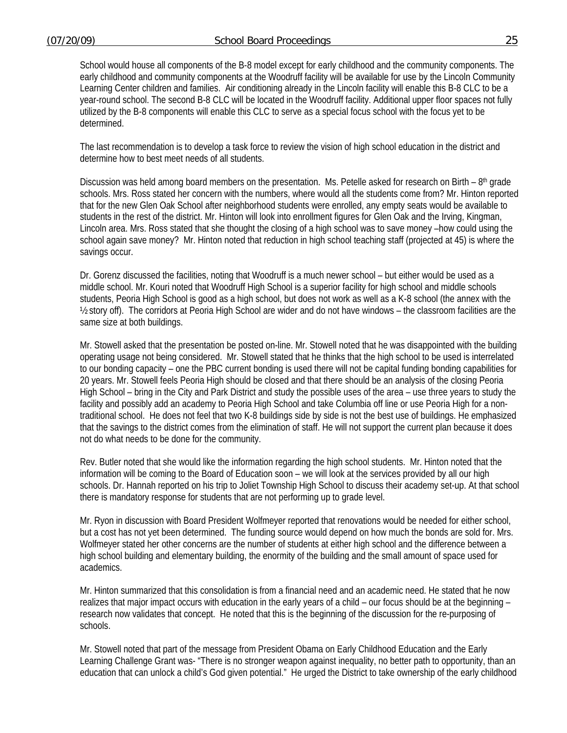School would house all components of the B-8 model except for early childhood and the community components. The early childhood and community components at the Woodruff facility will be available for use by the Lincoln Community Learning Center children and families. Air conditioning already in the Lincoln facility will enable this B-8 CLC to be a year-round school. The second B-8 CLC will be located in the Woodruff facility. Additional upper floor spaces not fully utilized by the B-8 components will enable this CLC to serve as a special focus school with the focus yet to be determined.

The last recommendation is to develop a task force to review the vision of high school education in the district and determine how to best meet needs of all students.

Discussion was held among board members on the presentation. Ms. Petelle asked for research on Birth – 8th grade schools. Mrs. Ross stated her concern with the numbers, where would all the students come from? Mr. Hinton reported that for the new Glen Oak School after neighborhood students were enrolled, any empty seats would be available to students in the rest of the district. Mr. Hinton will look into enrollment figures for Glen Oak and the Irving, Kingman, Lincoln area. Mrs. Ross stated that she thought the closing of a high school was to save money –how could using the school again save money? Mr. Hinton noted that reduction in high school teaching staff (projected at 45) is where the savings occur.

Dr. Gorenz discussed the facilities, noting that Woodruff is a much newer school – but either would be used as a middle school. Mr. Kouri noted that Woodruff High School is a superior facility for high school and middle schools students, Peoria High School is good as a high school, but does not work as well as a K-8 school (the annex with the ½ story off). The corridors at Peoria High School are wider and do not have windows – the classroom facilities are the same size at both buildings.

Mr. Stowell asked that the presentation be posted on-line. Mr. Stowell noted that he was disappointed with the building operating usage not being considered. Mr. Stowell stated that he thinks that the high school to be used is interrelated to our bonding capacity – one the PBC current bonding is used there will not be capital funding bonding capabilities for 20 years. Mr. Stowell feels Peoria High should be closed and that there should be an analysis of the closing Peoria High School – bring in the City and Park District and study the possible uses of the area – use three years to study the facility and possibly add an academy to Peoria High School and take Columbia off line or use Peoria High for a non-traditional school. He does not feel that two K-8 buildings side by side is not the best use of buildings. He emphasized that the savings to the district comes from the elimination of staff. He will not support the current plan because it does not do what needs to be done for the community.

Rev. Butler noted that she would like the information regarding the high school students. Mr. Hinton noted that the information will be coming to the Board of Education soon – we will look at the services provided by all our high schools. Dr. Hannah reported on his trip to Joliet Township High School to discuss their academy set-up. At that school there is mandatory response for students that are not performing up to grade level.

Mr. Ryon in discussion with Board President Wolfmeyer reported that renovations would be needed for either school, but a cost has not yet been determined. The funding source would depend on how much the bonds are sold for. Mrs. Wolfmeyer stated her other concerns are the number of students at either high school and the difference between a high school building and elementary building, the enormity of the building and the small amount of space used for academics.

Mr. Hinton summarized that this consolidation is from a financial need and an academic need. He stated that he now realizes that major impact occurs with education in the early years of a child – our focus should be at the beginning – research now validates that concept. He noted that this is the beginning of the discussion for the re-purposing of schools.

Mr. Stowell noted that part of the message from President Obama on Early Childhood Education and the Early Learning Challenge Grant was- "There is no stronger weapon against inequality, no better path to opportunity, than an education that can unlock a child's God given potential." He urged the District to take ownership of the early childhood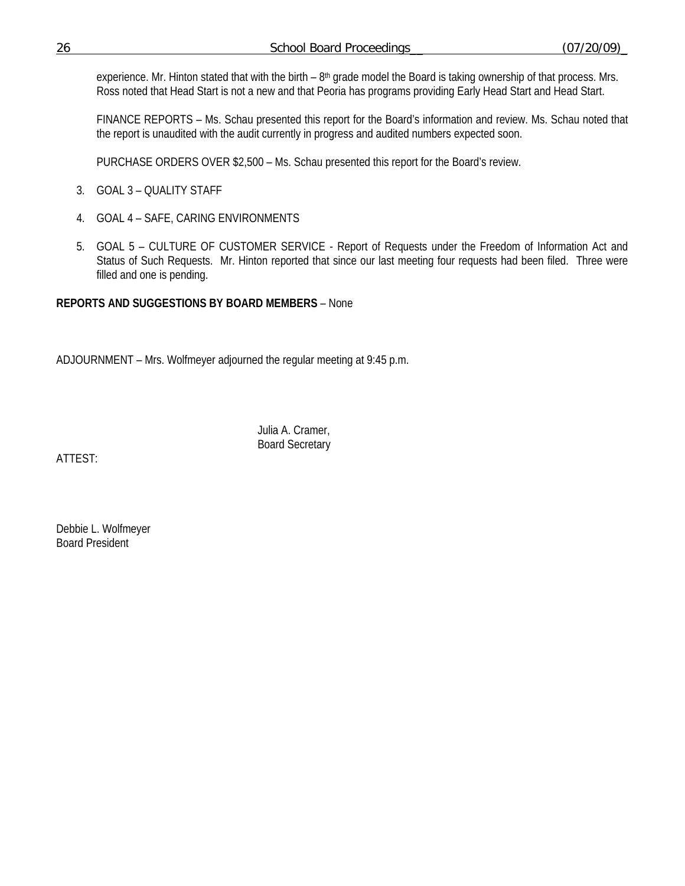experience. Mr. Hinton stated that with the birth – 8th grade model the Board is taking ownership of that process. Mrs. Ross noted that Head Start is not a new and that Peoria has programs providing Early Head Start and Head Start.

FINANCE REPORTS – Ms. Schau presented this report for the Board's information and review. Ms. Schau noted that the report is unaudited with the audit currently in progress and audited numbers expected soon.

PURCHASE ORDERS OVER $2,500 – Ms. Schau presented this report for the Board's review.

3. GOAL 3 – QUALITY STAFF

4. GOAL 4 – SAFE, CARING ENVIRONMENTS

5. GOAL 5 – CULTURE OF CUSTOMER SERVICE - Report of Requests under the Freedom of Information Act and Status of Such Requests. Mr. Hinton reported that since our last meeting four requests had been filed. Three were filled and one is pending.

**REPORTS AND SUGGESTIONS BY BOARD MEMBERS** – None

ADJOURNMENT – Mrs. Wolfmeyer adjourned the regular meeting at 9:45 p.m.

Julia A. Cramer,
Board Secretary

ATTEST:

Debbie L. Wolfmeyer
Board President